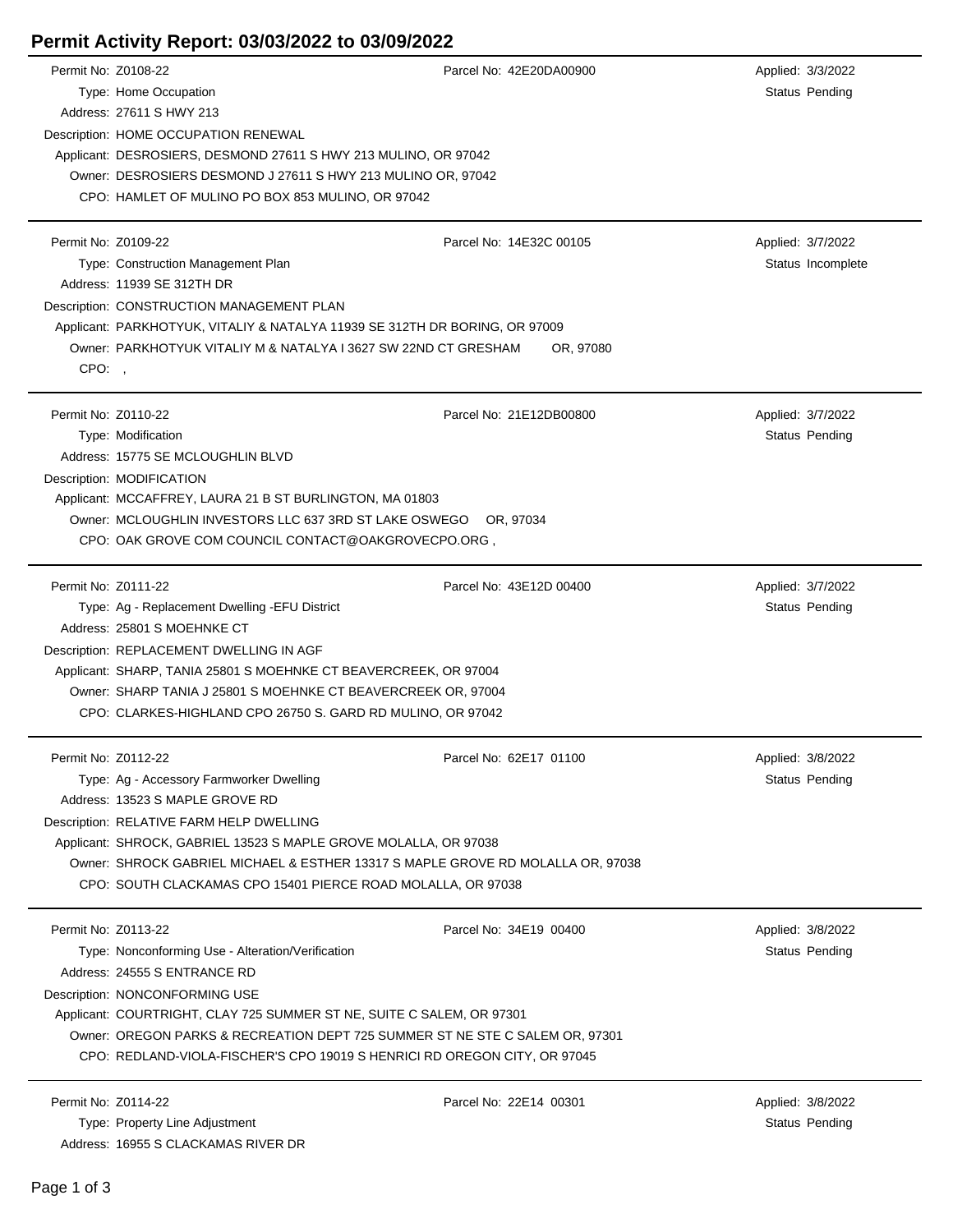# Permit Activity Report: 03/03/2022 to 03/09/2022

Permit No: Z0108-22  
Parcel No: 42E20DA00900  
Applied: 3/3/2022  
Type: Home Occupation  
Status Pending  
Address: 27611 S HWY 213  
Description: HOME OCCUPATION RENEWAL  
Applicant: DESROSIERS, DESMOND 27611 S HWY 213 MULINO, OR 97042  
Owner: DESROSIERS DESMOND J 27611 S HWY 213 MULINO OR, 97042  
CPO: HAMLET OF MULINO PO BOX 853 MULINO, OR 97042

---

Permit No: Z0109-22  
Parcel No: 14E32C 00105  
Applied: 3/7/2022  
Type: Construction Management Plan  
Status Incomplete  
Address: 11939 SE 312TH DR  
Description: CONSTRUCTION MANAGEMENT PLAN  
Applicant: PARKHOTYUK, VITALIY & NATALYA 11939 SE 312TH DR BORING, OR 97009  
Owner: PARKHOTYUK VITALIY M & NATALYA I 3627 SW 22ND CT GRESHAM OR, 97080  
CPO: ,

---

Permit No: Z0110-22  
Parcel No: 21E12DB00800  
Applied: 3/7/2022  
Type: Modification  
Status Pending  
Address: 15775 SE MCLOUGHLIN BLVD  
Description: MODIFICATION  
Applicant: MCCAFFREY, LAURA 21 B ST BURLINGTON, MA 01803  
Owner: MCLOUGHLIN INVESTORS LLC 637 3RD ST LAKE OSWEGO OR, 97034  
CPO: OAK GROVE COM COUNCIL CONTACT@OAKGROVECPO.ORG ,

---

Permit No: Z0111-22  
Parcel No: 43E12D 00400  
Applied: 3/7/2022  
Type: Ag - Replacement Dwelling -EFU District  
Status Pending  
Address: 25801 S MOEHNKE CT  
Description: REPLACEMENT DWELLING IN AGF  
Applicant: SHARP, TANIA 25801 S MOEHNKE CT BEAVERCREEK, OR 97004  
Owner: SHARP TANIA J 25801 S MOEHNKE CT BEAVERCREEK OR, 97004  
CPO: CLARKES-HIGHLAND CPO 26750 S. GARD RD MULINO, OR 97042

---

Permit No: Z0112-22  
Parcel No: 62E17 01100  
Applied: 3/8/2022  
Type: Ag - Accessory Farmworker Dwelling  
Status Pending  
Address: 13523 S MAPLE GROVE RD  
Description: RELATIVE FARM HELP DWELLING  
Applicant: SHROCK, GABRIEL 13523 S MAPLE GROVE MOLALLA, OR 97038  
Owner: SHROCK GABRIEL MICHAEL & ESTHER 13317 S MAPLE GROVE RD MOLALLA OR, 97038  
CPO: SOUTH CLACKAMAS CPO 15401 PIERCE ROAD MOLALLA, OR 97038

---

Permit No: Z0113-22  
Parcel No: 34E19 00400  
Applied: 3/8/2022  
Type: Nonconforming Use - Alteration/Verification  
Status Pending  
Address: 24555 S ENTRANCE RD  
Description: NONCONFORMING USE  
Applicant: COURTRIGHT, CLAY 725 SUMMER ST NE, SUITE C SALEM, OR 97301  
Owner: OREGON PARKS & RECREATION DEPT 725 SUMMER ST NE STE C SALEM OR, 97301  
CPO: REDLAND-VIOLA-FISCHER'S CPO 19019 S HENRICI RD OREGON CITY, OR 97045

---

Permit No: Z0114-22  
Parcel No: 22E14 00301  
Applied: 3/8/2022  
Type: Property Line Adjustment  
Status Pending  
Address: 16955 S CLACKAMAS RIVER DR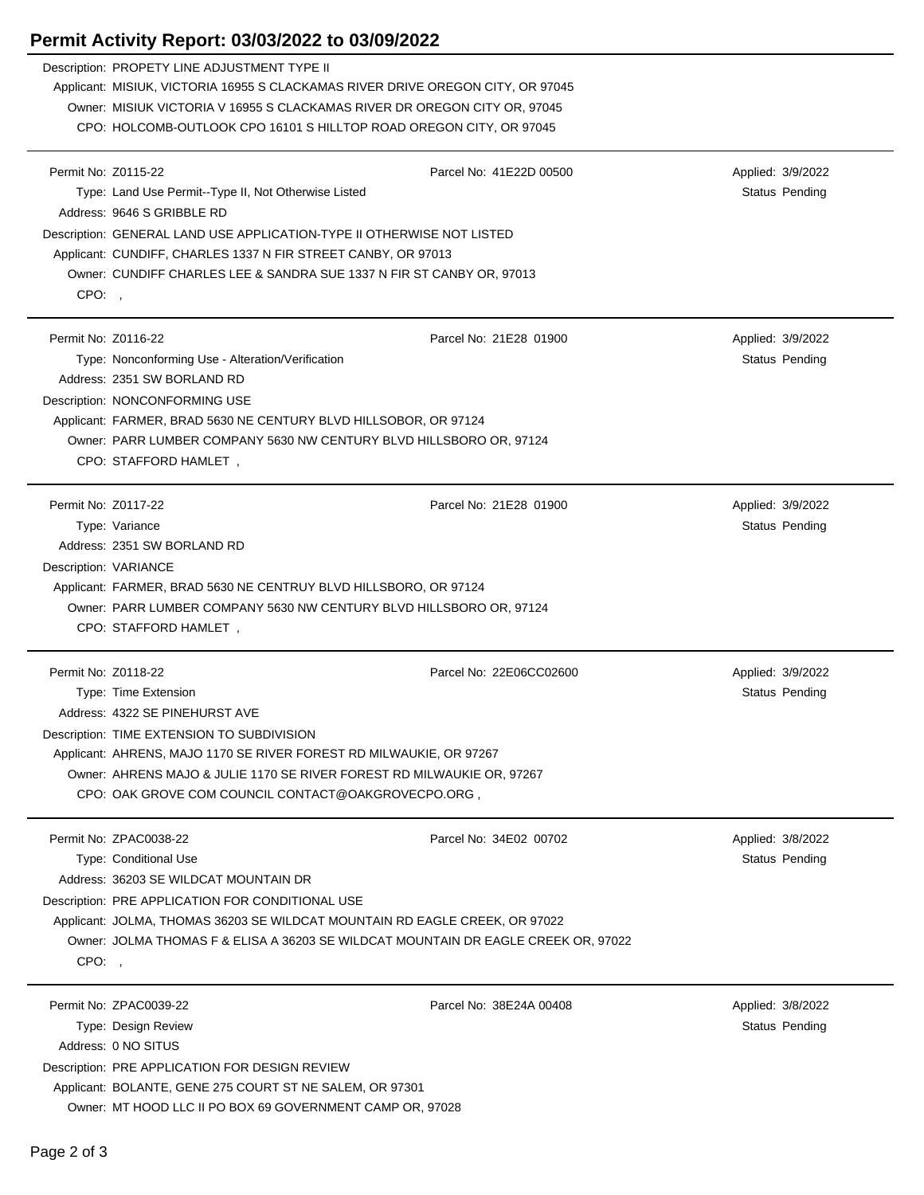# Permit Activity Report: 03/03/2022 to 03/09/2022

Description: PROPETY LINE ADJUSTMENT TYPE II
Applicant: MISIUK, VICTORIA 16955 S CLACKAMAS RIVER DRIVE OREGON CITY, OR 97045
Owner: MISIUK VICTORIA V 16955 S CLACKAMAS RIVER DR OREGON CITY OR, 97045
CPO: HOLCOMB-OUTLOOK CPO 16101 S HILLTOP ROAD OREGON CITY, OR 97045

---

Permit No: Z0115-22 | Parcel No: 41E22D 00500 | Applied: 3/9/2022
Type: Land Use Permit--Type II, Not Otherwise Listed | Status Pending
Address: 9646 S GRIBBLE RD
Description: GENERAL LAND USE APPLICATION-TYPE II OTHERWISE NOT LISTED
Applicant: CUNDIFF, CHARLES 1337 N FIR STREET CANBY, OR 97013
Owner: CUNDIFF CHARLES LEE & SANDRA SUE 1337 N FIR ST CANBY OR, 97013
CPO: ,

---

Permit No: Z0116-22 | Parcel No: 21E28 01900 | Applied: 3/9/2022
Type: Nonconforming Use - Alteration/Verification | Status Pending
Address: 2351 SW BORLAND RD
Description: NONCONFORMING USE
Applicant: FARMER, BRAD 5630 NE CENTURY BLVD HILLSOBOR, OR 97124
Owner: PARR LUMBER COMPANY 5630 NW CENTURY BLVD HILLSBORO OR, 97124
CPO: STAFFORD HAMLET ,

---

Permit No: Z0117-22 | Parcel No: 21E28 01900 | Applied: 3/9/2022
Type: Variance | Status Pending
Address: 2351 SW BORLAND RD
Description: VARIANCE
Applicant: FARMER, BRAD 5630 NE CENTRUY BLVD HILLSBORO, OR 97124
Owner: PARR LUMBER COMPANY 5630 NW CENTURY BLVD HILLSBORO OR, 97124
CPO: STAFFORD HAMLET ,

---

Permit No: Z0118-22 | Parcel No: 22E06CC02600 | Applied: 3/9/2022
Type: Time Extension | Status Pending
Address: 4322 SE PINEHURST AVE
Description: TIME EXTENSION TO SUBDIVISION
Applicant: AHRENS, MAJO 1170 SE RIVER FOREST RD MILWAUKIE, OR 97267
Owner: AHRENS MAJO & JULIE 1170 SE RIVER FOREST RD MILWAUKIE OR, 97267
CPO: OAK GROVE COM COUNCIL CONTACT@OAKGROVECPO.ORG ,

---

Permit No: ZPAC0038-22 | Parcel No: 34E02 00702 | Applied: 3/8/2022
Type: Conditional Use | Status Pending
Address: 36203 SE WILDCAT MOUNTAIN DR
Description: PRE APPLICATION FOR CONDITIONAL USE
Applicant: JOLMA, THOMAS 36203 SE WILDCAT MOUNTAIN RD EAGLE CREEK, OR 97022
Owner: JOLMA THOMAS F & ELISA A 36203 SE WILDCAT MOUNTAIN DR EAGLE CREEK OR, 97022
CPO: ,

---

Permit No: ZPAC0039-22 | Parcel No: 38E24A 00408 | Applied: 3/8/2022
Type: Design Review | Status Pending
Address: 0 NO SITUS
Description: PRE APPLICATION FOR DESIGN REVIEW
Applicant: BOLANTE, GENE 275 COURT ST NE SALEM, OR 97301
Owner: MT HOOD LLC II PO BOX 69 GOVERNMENT CAMP OR, 97028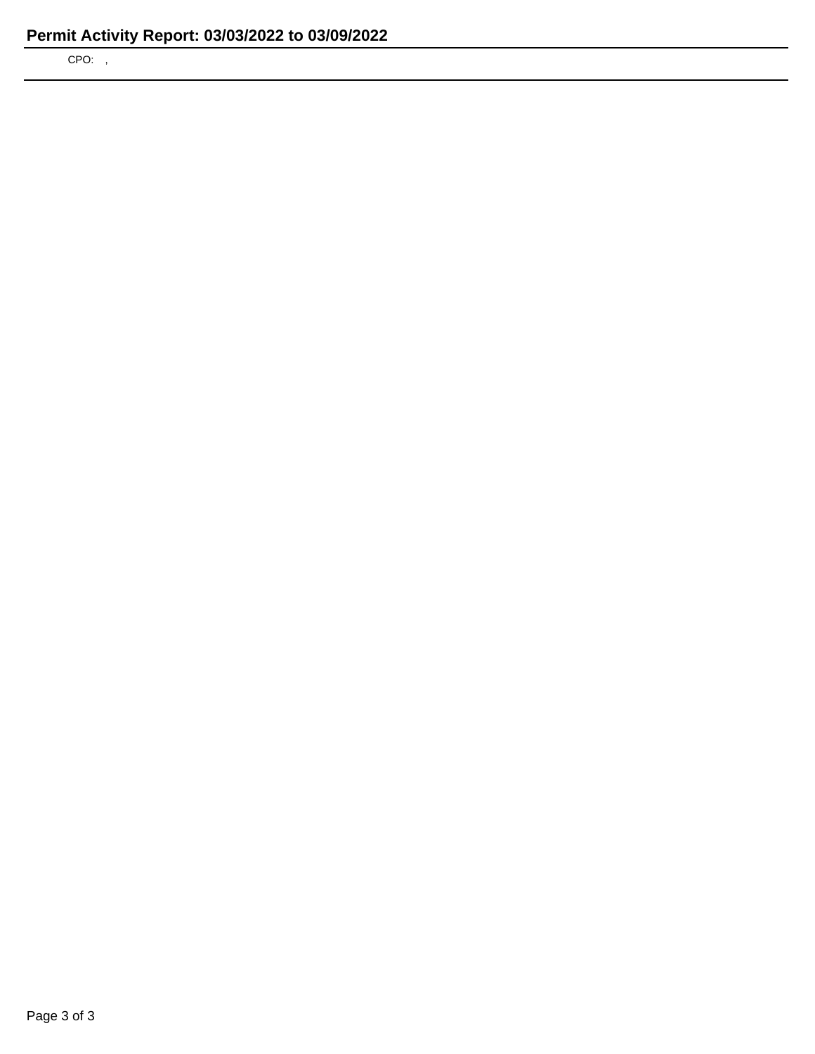## Permit Activity Report: 03/03/2022 to 03/09/2022

CPO: ,